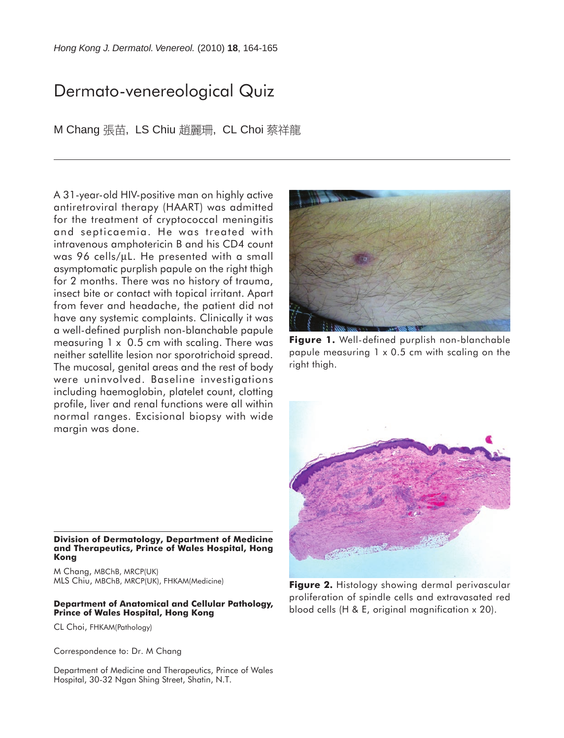# Dermato-venereological Quiz

M Chang 張苗, LS Chiu 趙麗珊, CL Choi 蔡祥龍

A 31-year-old HIV-positive man on highly active antiretroviral therapy (HAART) was admitted for the treatment of cryptococcal meningitis and septicaemia. He was treated with intravenous amphotericin B and his CD4 count was 96 cells/µL. He presented with a small asymptomatic purplish papule on the right thigh for 2 months. There was no history of trauma, insect bite or contact with topical irritant. Apart from fever and headache, the patient did not have any systemic complaints. Clinically it was a well-defined purplish non-blanchable papule measuring 1 x 0.5 cm with scaling. There was neither satellite lesion nor sporotrichoid spread. The mucosal, genital areas and the rest of body were uninvolved. Baseline investigations including haemoglobin, platelet count, clotting profile, liver and renal functions were all within normal ranges. Excisional biopsy with wide margin was done.

**Figure 1.** Well-defined purplish non-blanchable papule measuring 1 x 0.5 cm with scaling on the right thigh.

**Figure 2.** Histology showing dermal perivascular proliferation of spindle cells and extravasated red blood cells (H & E, original magnification x 20).

**Division of Dermatology, Department of Medicine and Therapeutics, Prince of Wales Hospital, Hong Kong**

M Chang, MBChB, MRCP(UK)
MLS Chiu, MBChB, MRCP(UK), FHKAM(Medicine)

**Department of Anatomical and Cellular Pathology, Prince of Wales Hospital, Hong Kong**

CL Choi, FHKAM(Pathology)

Correspondence to: Dr. M Chang

Department of Medicine and Therapeutics, Prince of Wales Hospital, 30-32 Ngan Shing Street, Shatin, N.T.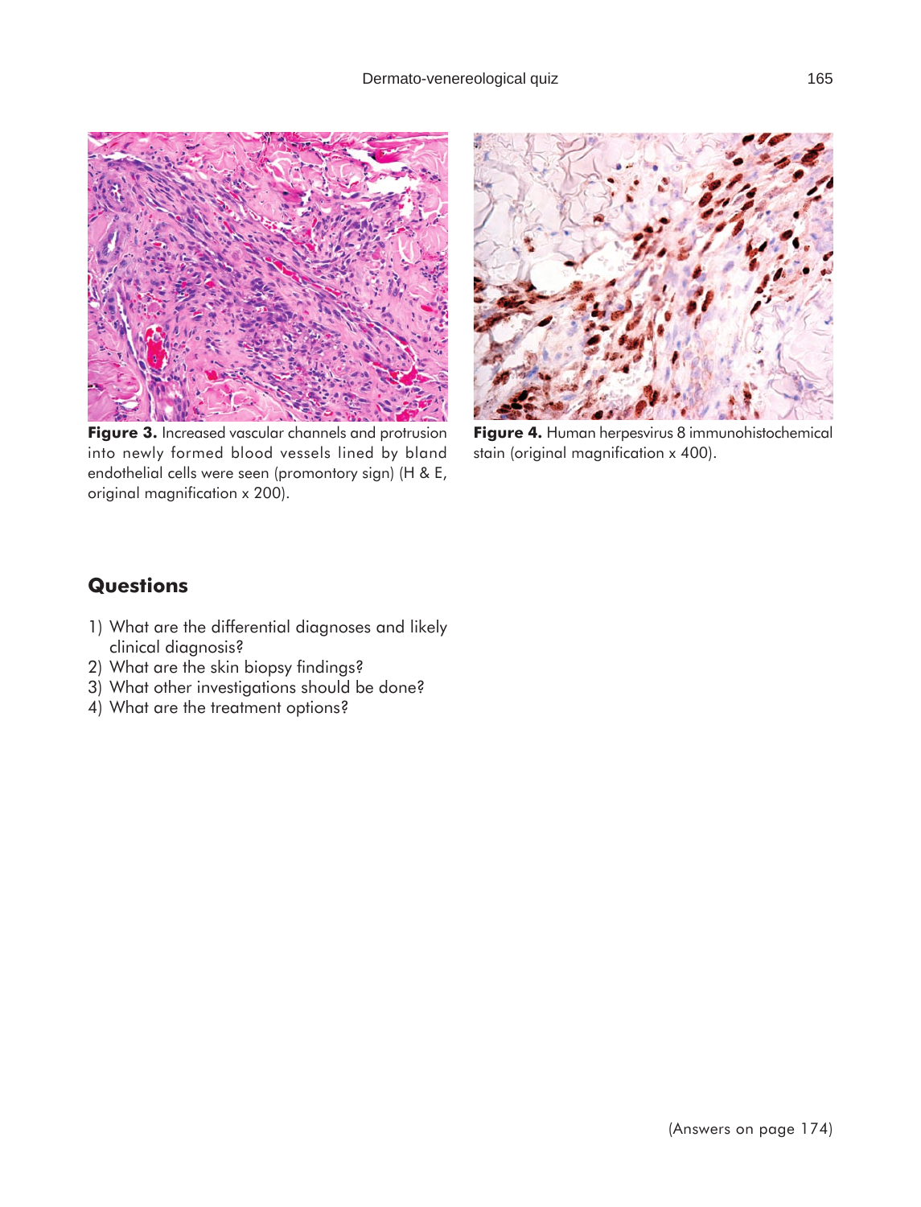**Figure 3.** Increased vascular channels and protrusion into newly formed blood vessels lined by bland endothelial cells were seen (promontory sign) (H & E, original magnification x 200).

**Figure 4.** Human herpesvirus 8 immunohistochemical stain (original magnification x 400).

## Questions

1) What are the differential diagnoses and likely clinical diagnosis?
2) What are the skin biopsy findings?
3) What other investigations should be done?
4) What are the treatment options?

(Answers on page 174)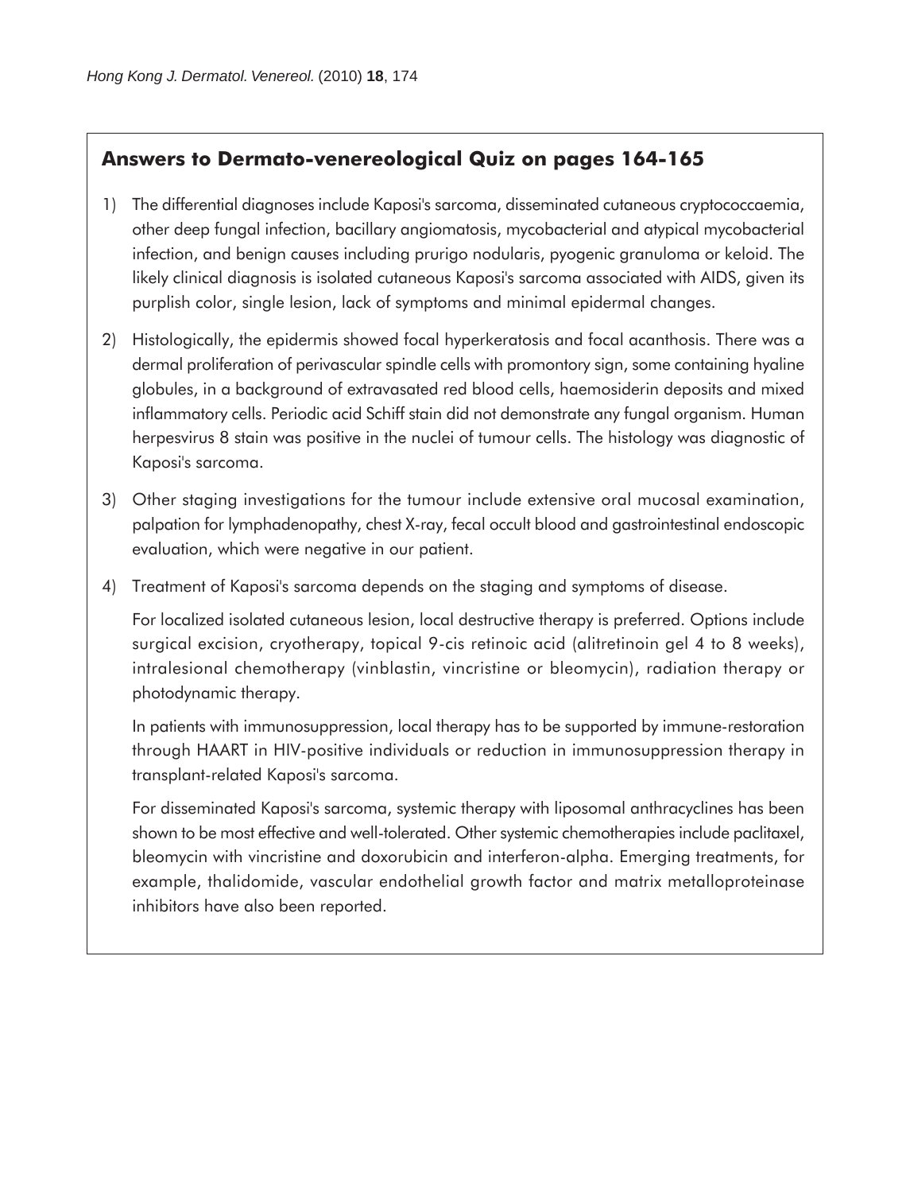## Answers to Dermato-venereological Quiz on pages 164-165

1) The differential diagnoses include Kaposi's sarcoma, disseminated cutaneous cryptococcaemia, other deep fungal infection, bacillary angiomatosis, mycobacterial and atypical mycobacterial infection, and benign causes including prurigo nodularis, pyogenic granuloma or keloid. The likely clinical diagnosis is isolated cutaneous Kaposi's sarcoma associated with AIDS, given its purplish color, single lesion, lack of symptoms and minimal epidermal changes.

2) Histologically, the epidermis showed focal hyperkeratosis and focal acanthosis. There was a dermal proliferation of perivascular spindle cells with promontory sign, some containing hyaline globules, in a background of extravasated red blood cells, haemosiderin deposits and mixed inflammatory cells. Periodic acid Schiff stain did not demonstrate any fungal organism. Human herpesvirus 8 stain was positive in the nuclei of tumour cells. The histology was diagnostic of Kaposi's sarcoma.

3) Other staging investigations for the tumour include extensive oral mucosal examination, palpation for lymphadenopathy, chest X-ray, fecal occult blood and gastrointestinal endoscopic evaluation, which were negative in our patient.

4) Treatment of Kaposi's sarcoma depends on the staging and symptoms of disease.

   For localized isolated cutaneous lesion, local destructive therapy is preferred. Options include surgical excision, cryotherapy, topical 9-cis retinoic acid (alitretinoin gel 4 to 8 weeks), intralesional chemotherapy (vinblastin, vincristine or bleomycin), radiation therapy or photodynamic therapy.

   In patients with immunosuppression, local therapy has to be supported by immune-restoration through HAART in HIV-positive individuals or reduction in immunosuppression therapy in transplant-related Kaposi's sarcoma.

   For disseminated Kaposi's sarcoma, systemic therapy with liposomal anthracyclines has been shown to be most effective and well-tolerated. Other systemic chemotherapies include paclitaxel, bleomycin with vincristine and doxorubicin and interferon-alpha. Emerging treatments, for example, thalidomide, vascular endothelial growth factor and matrix metalloproteinase inhibitors have also been reported.